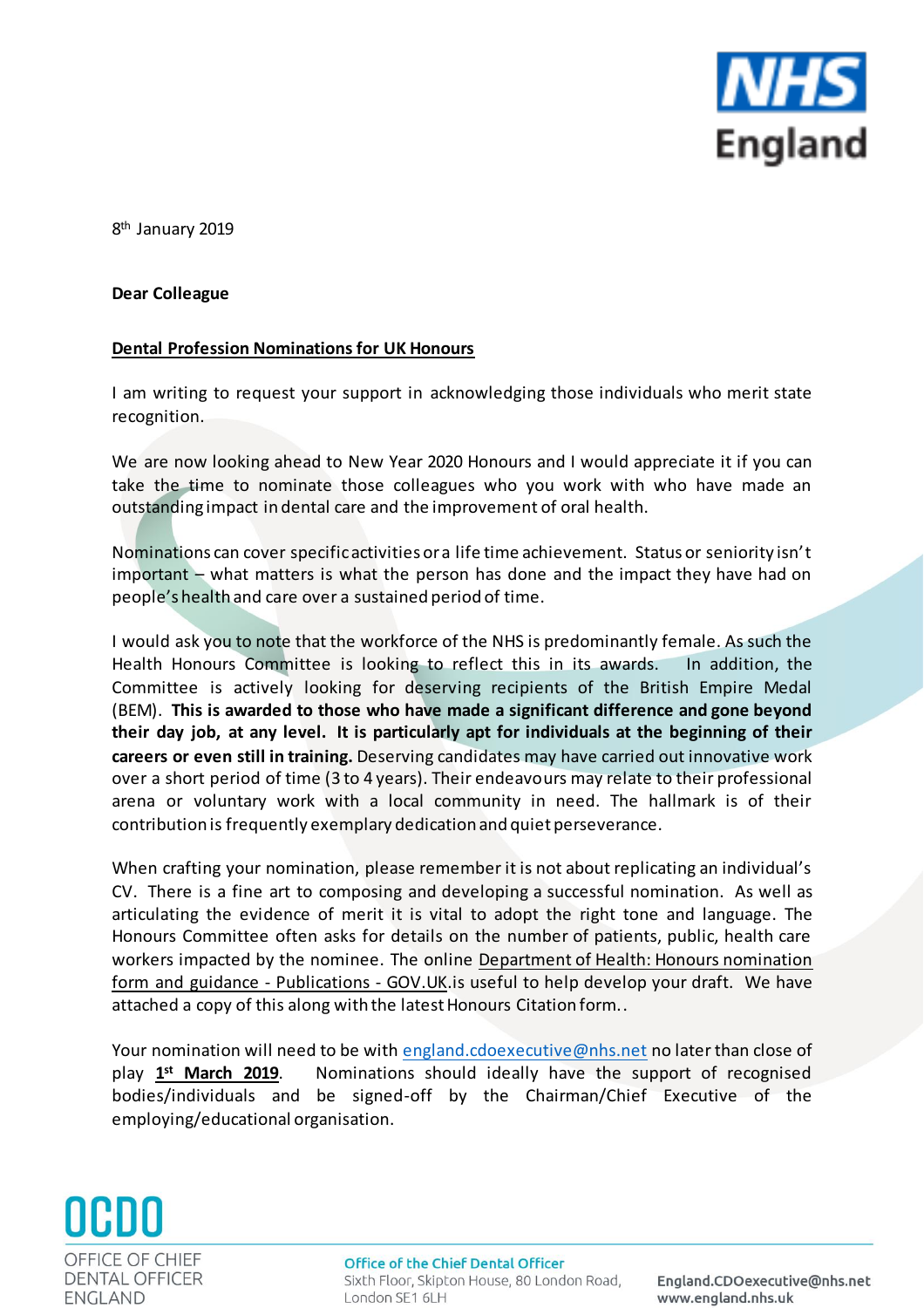8th January 2019

**Dear Colleague**

**Dental Profession Nominations for UK Honours**

I am writing to request your support in acknowledging those individuals who merit state recognition.

We are now looking ahead to New Year 2020 Honours and I would appreciate it if you can take the time to nominate those colleagues who you work with who have made an outstanding impact in dental care and the improvement of oral health.

Nominations can cover specific activities or a life time achievement. Status or seniority isn't important – what matters is what the person has done and the impact they have had on people's health and care over a sustained period of time.

I would ask you to note that the workforce of the NHS is predominantly female. As such the Health Honours Committee is looking to reflect this in its awards. In addition, the Committee is actively looking for deserving recipients of the British Empire Medal (BEM). **This is awarded to those who have made a significant difference and gone beyond their day job, at any level. It is particularly apt for individuals at the beginning of their careers or even still in training.** Deserving candidates may have carried out innovative work over a short period of time (3 to 4 years). Their endeavours may relate to their professional arena or voluntary work with a local community in need. The hallmark is of their contribution is frequently exemplary dedication and quiet perseverance.

When crafting your nomination, please remember it is not about replicating an individual's CV. There is a fine art to composing and developing a successful nomination. As well as articulating the evidence of merit it is vital to adopt the right tone and language. The Honours Committee often asks for details on the number of patients, public, health care workers impacted by the nominee. The online Department of Health: Honours nomination form and guidance - Publications - GOV.UK.is useful to help develop your draft. We have attached a copy of this along with the latest Honours Citation form..

Your nomination will need to be with england.cdoexecutive@nhs.net no later than close of play **1st March 2019**. Nominations should ideally have the support of recognised bodies/individuals and be signed-off by the Chairman/Chief Executive of the employing/educational organisation.

OCDO
OFFICE OF CHIEF DENTAL OFFICER ENGLAND

Office of the Chief Dental Officer
Sixth Floor, Skipton House, 80 London Road, London SE1 6LH

England.CDOexecutive@nhs.net
www.england.nhs.uk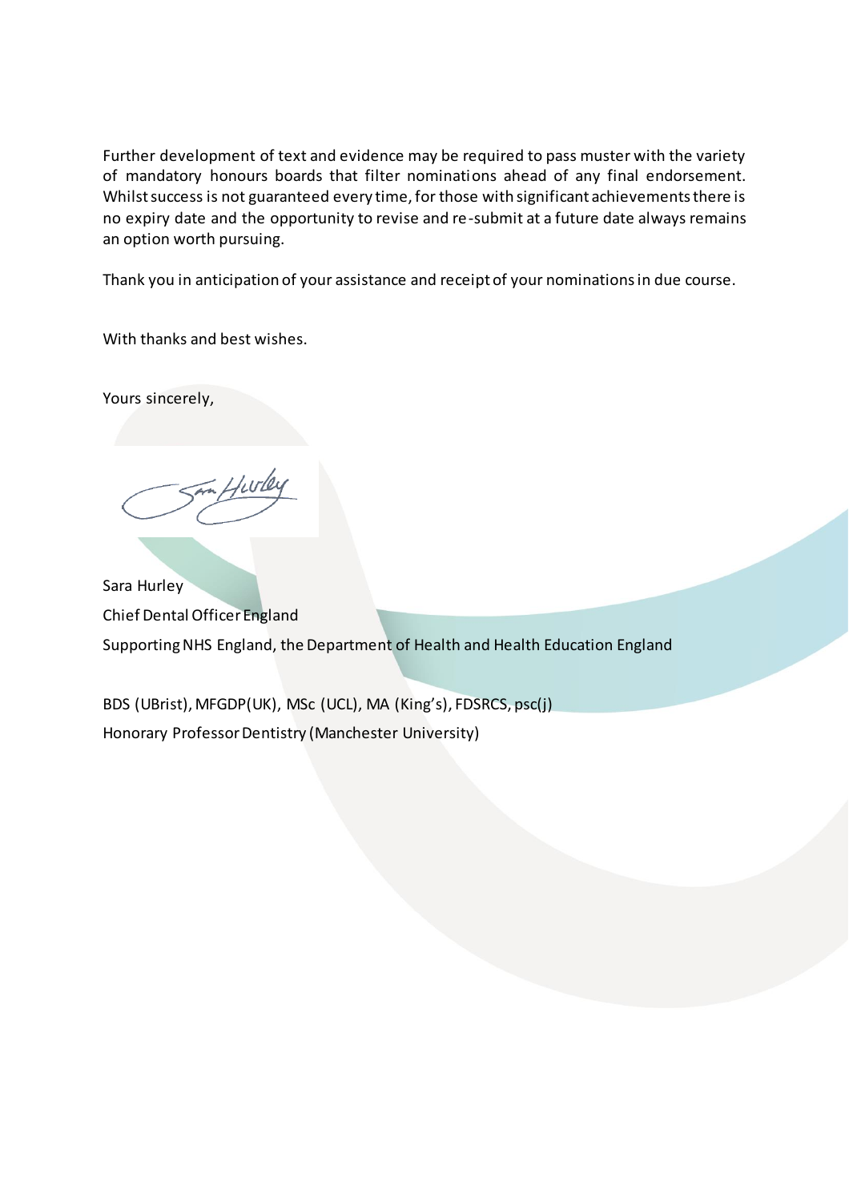Further development of text and evidence may be required to pass muster with the variety of mandatory honours boards that filter nominations ahead of any final endorsement. Whilst success is not guaranteed every time, for those with significant achievements there is no expiry date and the opportunity to revise and re-submit at a future date always remains an option worth pursuing.

Thank you in anticipation of your assistance and receipt of your nominations in due course.

With thanks and best wishes.

Yours sincerely,

Sara Hurley
Chief Dental Officer England
Supporting NHS England, the Department of Health and Health Education England

BDS (UBrist), MFGDP(UK), MSc (UCL), MA (King's), FDSRCS, psc(j)
Honorary Professor Dentistry (Manchester University)